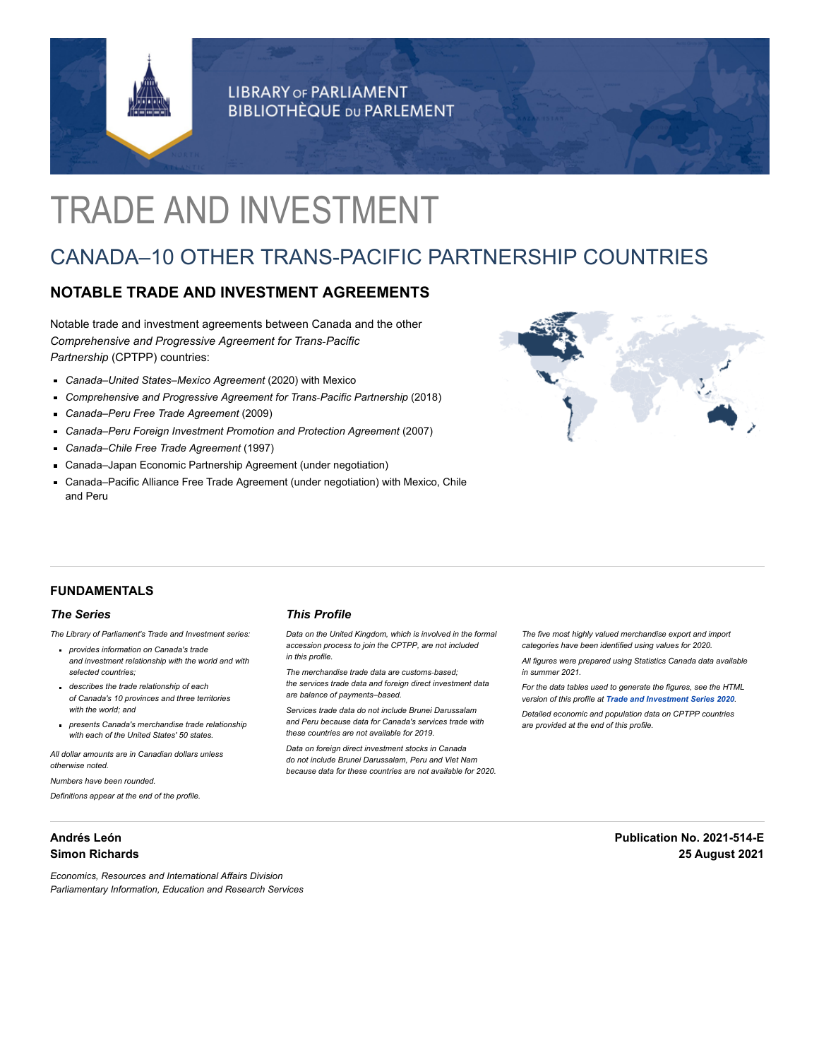LIBRARY OF PARLIAMENT
BIBLIOTHÈQUE DU PARLEMENT

# TRADE AND INVESTMENT

## CANADA–10 OTHER TRANS-PACIFIC PARTNERSHIP COUNTRIES

### NOTABLE TRADE AND INVESTMENT AGREEMENTS

Notable trade and investment agreements between Canada and the other *Comprehensive and Progressive Agreement for Trans-Pacific Partnership* (CPTPP) countries:

- *Canada–United States–Mexico Agreement* (2020) with Mexico
- *Comprehensive and Progressive Agreement for Trans-Pacific Partnership* (2018)
- *Canada–Peru Free Trade Agreement* (2009)
- *Canada–Peru Foreign Investment Promotion and Protection Agreement* (2007)
- *Canada–Chile Free Trade Agreement* (1997)
- Canada–Japan Economic Partnership Agreement (under negotiation)
- Canada–Pacific Alliance Free Trade Agreement (under negotiation) with Mexico, Chile and Peru

### FUNDAMENTALS

#### *The Series*

*The Library of Parliament's Trade and Investment series:*

- *provides information on Canada's trade and investment relationship with the world and with selected countries;*
- *describes the trade relationship of each of Canada's 10 provinces and three territories with the world; and*
- *presents Canada's merchandise trade relationship with each of the United States' 50 states.*

*All dollar amounts are in Canadian dollars unless otherwise noted.*

*Numbers have been rounded.*

*Definitions appear at the end of the profile.*

#### *This Profile*

*Data on the United Kingdom, which is involved in the formal accession process to join the CPTPP, are not included in this profile.*

*The merchandise trade data are customs-based; the services trade data and foreign direct investment data are balance of payments–based.*

*Services trade data do not include Brunei Darussalam and Peru because data for Canada's services trade with these countries are not available for 2019.*

*Data on foreign direct investment stocks in Canada do not include Brunei Darussalam, Peru and Viet Nam because data for these countries are not available for 2020.*

*The five most highly valued merchandise export and import categories have been identified using values for 2020.*

*All figures were prepared using Statistics Canada data available in summer 2021.*

*For the data tables used to generate the figures, see the HTML version of this profile at* ***Trade and Investment Series 2020****.*

*Detailed economic and population data on CPTPP countries are provided at the end of this profile.*

**Andrés León**
**Simon Richards**

*Economics, Resources and International Affairs Division*
*Parliamentary Information, Education and Research Services*

**Publication No. 2021-514-E**
**25 August 2021**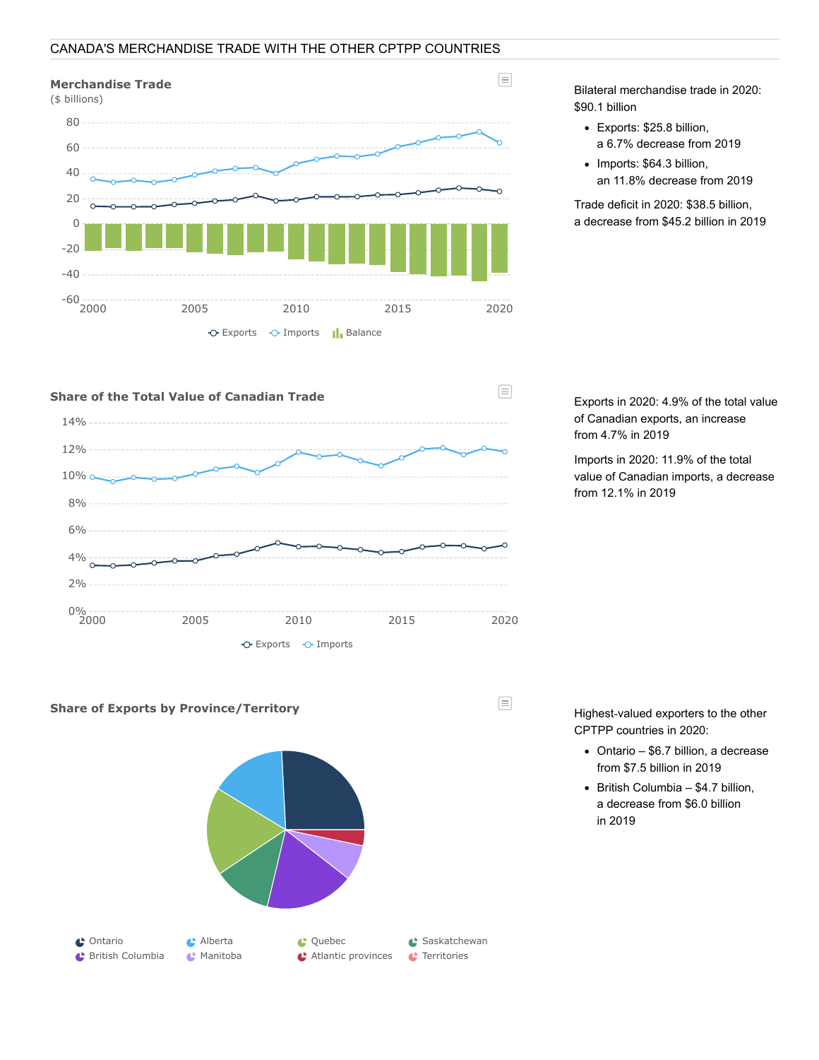## CANADA'S MERCHANDISE TRADE WITH THE OTHER CPTPP COUNTRIES

### Merchandise Trade

($ billions)

Exports · Imports · Balance

Bilateral merchandise trade in 2020: $90.1 billion

- Exports: $25.8 billion, a 6.7% decrease from 2019
- Imports: $64.3 billion, an 11.8% decrease from 2019

Trade deficit in 2020: $38.5 billion, a decrease from $45.2 billion in 2019

### Share of the Total Value of Canadian Trade

Exports · Imports

Exports in 2020: 4.9% of the total value of Canadian exports, an increase from 4.7% in 2019

Imports in 2020: 11.9% of the total value of Canadian imports, a decrease from 12.1% in 2019

### Share of Exports by Province/Territory

Ontario · Alberta · Quebec · Saskatchewan · British Columbia · Manitoba · Atlantic provinces · Territories

Highest-valued exporters to the other CPTPP countries in 2020:

- Ontario – $6.7 billion, a decrease from $7.5 billion in 2019
- British Columbia – $4.7 billion, a decrease from $6.0 billion in 2019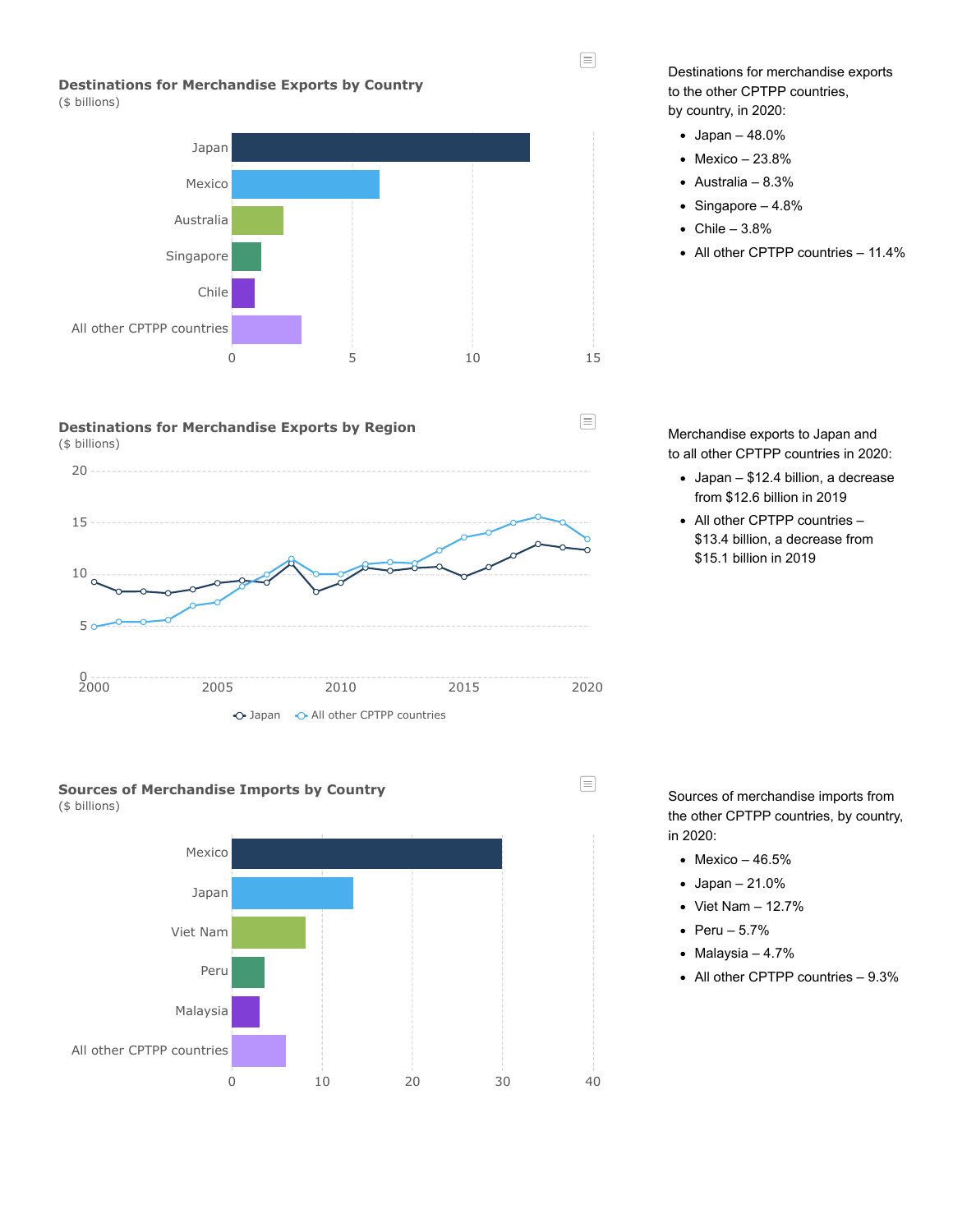### Destinations for Merchandise Exports by Country

($ billions)

Destinations for merchandise exports to the other CPTPP countries, by country, in 2020:

- Japan – 48.0%
- Mexico – 23.8%
- Australia – 8.3%
- Singapore – 4.8%
- Chile – 3.8%
- All other CPTPP countries – 11.4%

### Destinations for Merchandise Exports by Region

($ billions)

Merchandise exports to Japan and to all other CPTPP countries in 2020:

- Japan – $12.4 billion, a decrease from $12.6 billion in 2019
- All other CPTPP countries – $13.4 billion, a decrease from $15.1 billion in 2019

### Sources of Merchandise Imports by Country

($ billions)

Sources of merchandise imports from the other CPTPP countries, by country, in 2020:

- Mexico – 46.5%
- Japan – 21.0%
- Viet Nam – 12.7%
- Peru – 5.7%
- Malaysia – 4.7%
- All other CPTPP countries – 9.3%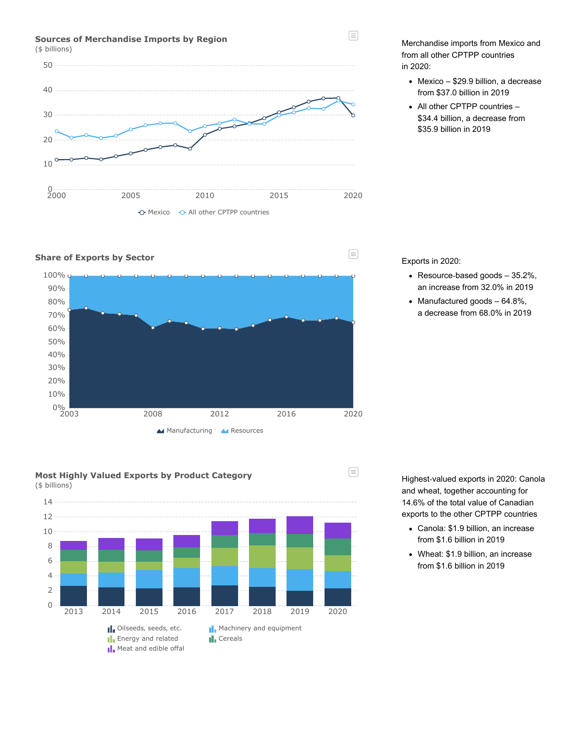## Sources of Merchandise Imports by Region

($ billions)

Mexico · All other CPTPP countries

Merchandise imports from Mexico and from all other CPTPP countries in 2020:

- Mexico – $29.9 billion, a decrease from $37.0 billion in 2019
- All other CPTPP countries – $34.4 billion, a decrease from $35.9 billion in 2019

## Share of Exports by Sector

Manufacturing · Resources

Exports in 2020:

- Resource-based goods – 35.2%, an increase from 32.0% in 2019
- Manufactured goods – 64.8%, a decrease from 68.0% in 2019

## Most Highly Valued Exports by Product Category

($ billions)

Oilseeds, seeds, etc. · Machinery and equipment · Energy and related · Cereals · Meat and edible offal

Highest-valued exports in 2020: Canola and wheat, together accounting for 14.6% of the total value of Canadian exports to the other CPTPP countries

- Canola: $1.9 billion, an increase from $1.6 billion in 2019
- Wheat: $1.9 billion, an increase from $1.6 billion in 2019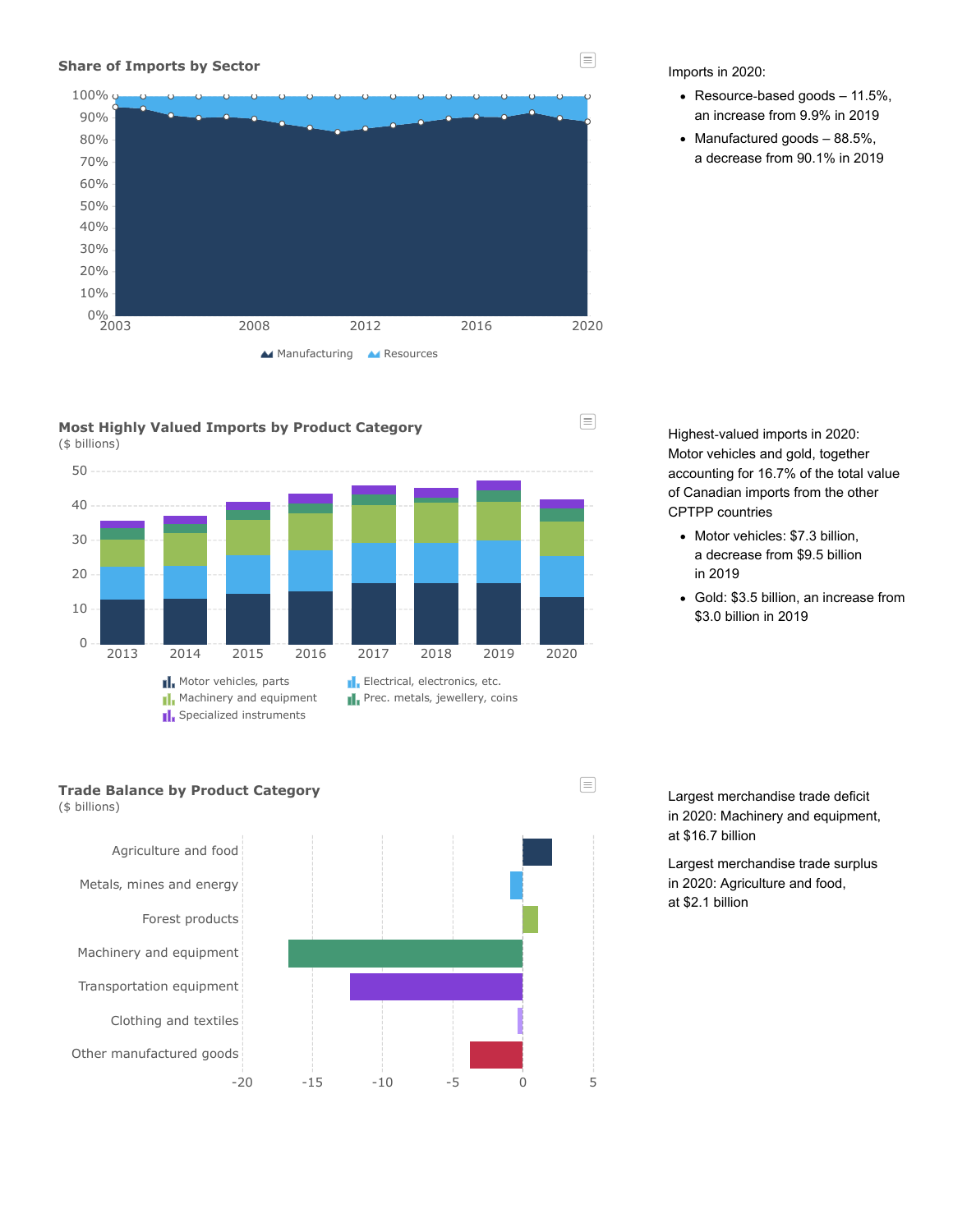### Share of Imports by Sector

Manufacturing | Resources

Imports in 2020:

- Resource-based goods – 11.5%, an increase from 9.9% in 2019
- Manufactured goods – 88.5%, a decrease from 90.1% in 2019

### Most Highly Valued Imports by Product Category

($ billions)

Motor vehicles, parts | Electrical, electronics, etc. | Machinery and equipment | Prec. metals, jewellery, coins | Specialized instruments

Highest-valued imports in 2020: Motor vehicles and gold, together accounting for 16.7% of the total value of Canadian imports from the other CPTPP countries

- Motor vehicles: $7.3 billion, a decrease from $9.5 billion in 2019
- Gold: $3.5 billion, an increase from $3.0 billion in 2019

### Trade Balance by Product Category

($ billions)

Largest merchandise trade deficit in 2020: Machinery and equipment, at $16.7 billion

Largest merchandise trade surplus in 2020: Agriculture and food, at $2.1 billion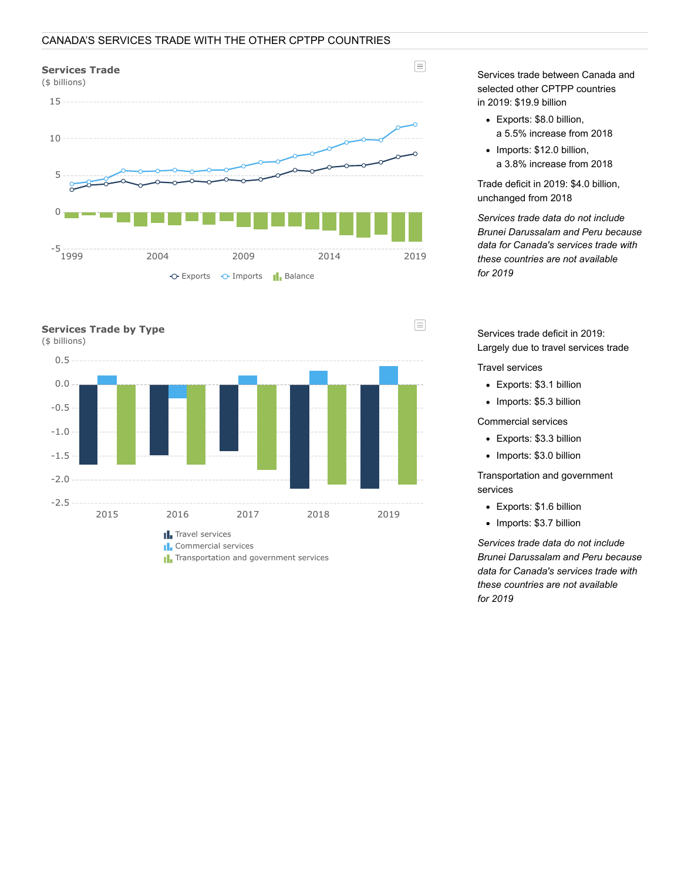## CANADA'S SERVICES TRADE WITH THE OTHER CPTPP COUNTRIES

### Services Trade

($ billions)

Exports, Imports, Balance

Services trade between Canada and selected other CPTPP countries in 2019: $19.9 billion

- Exports: $8.0 billion, a 5.5% increase from 2018
- Imports: $12.0 billion, a 3.8% increase from 2018

Trade deficit in 2019: $4.0 billion, unchanged from 2018

*Services trade data do not include Brunei Darussalam and Peru because data for Canada's services trade with these countries are not available for 2019*

### Services Trade by Type

($ billions)

Travel services, Commercial services, Transportation and government services

Services trade deficit in 2019: Largely due to travel services trade

Travel services

- Exports: $3.1 billion
- Imports: $5.3 billion

Commercial services

- Exports: $3.3 billion
- Imports: $3.0 billion

Transportation and government services

- Exports: $1.6 billion
- Imports: $3.7 billion

*Services trade data do not include Brunei Darussalam and Peru because data for Canada's services trade with these countries are not available for 2019*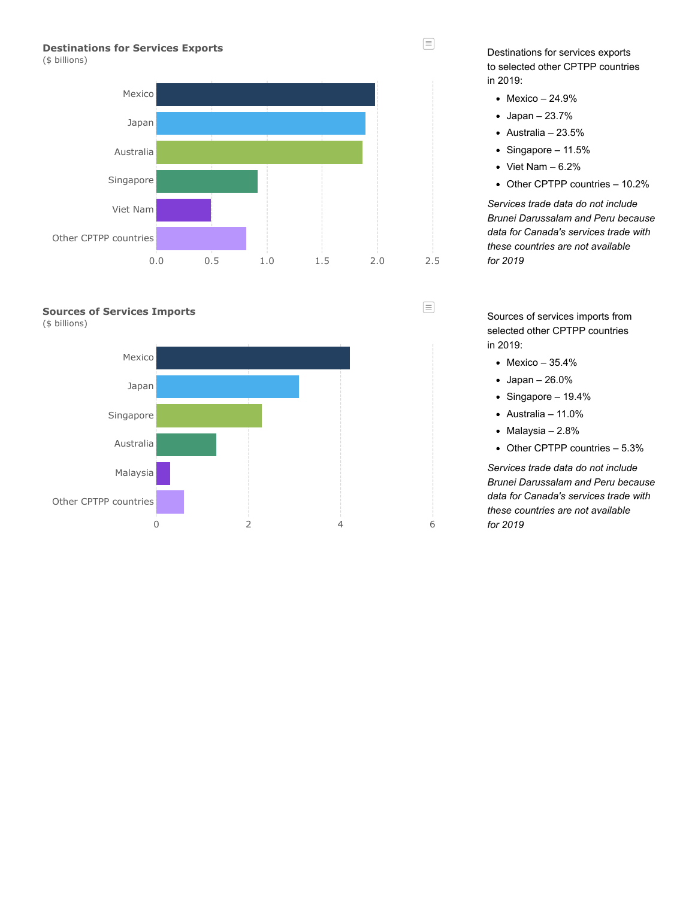### Destinations for Services Exports

($ billions)

| Country | Value (approx.) |
|---|---|
| Mexico | ~2.0 |
| Japan | ~1.9 |
| Australia | ~1.9 |
| Singapore | ~0.9 |
| Viet Nam | ~0.5 |
| Other CPTPP countries | ~0.8 |

Destinations for services exports to selected other CPTPP countries in 2019:

- Mexico – 24.9%
- Japan – 23.7%
- Australia – 23.5%
- Singapore – 11.5%
- Viet Nam – 6.2%
- Other CPTPP countries – 10.2%

*Services trade data do not include Brunei Darussalam and Peru because data for Canada's services trade with these countries are not available for 2019*

### Sources of Services Imports

($ billions)

| Country | Value (approx.) |
|---|---|
| Mexico | ~4.2 |
| Japan | ~3.1 |
| Singapore | ~2.3 |
| Australia | ~1.3 |
| Malaysia | ~0.3 |
| Other CPTPP countries | ~0.6 |

Sources of services imports from selected other CPTPP countries in 2019:

- Mexico – 35.4%
- Japan – 26.0%
- Singapore – 19.4%
- Australia – 11.0%
- Malaysia – 2.8%
- Other CPTPP countries – 5.3%

*Services trade data do not include Brunei Darussalam and Peru because data for Canada's services trade with these countries are not available for 2019*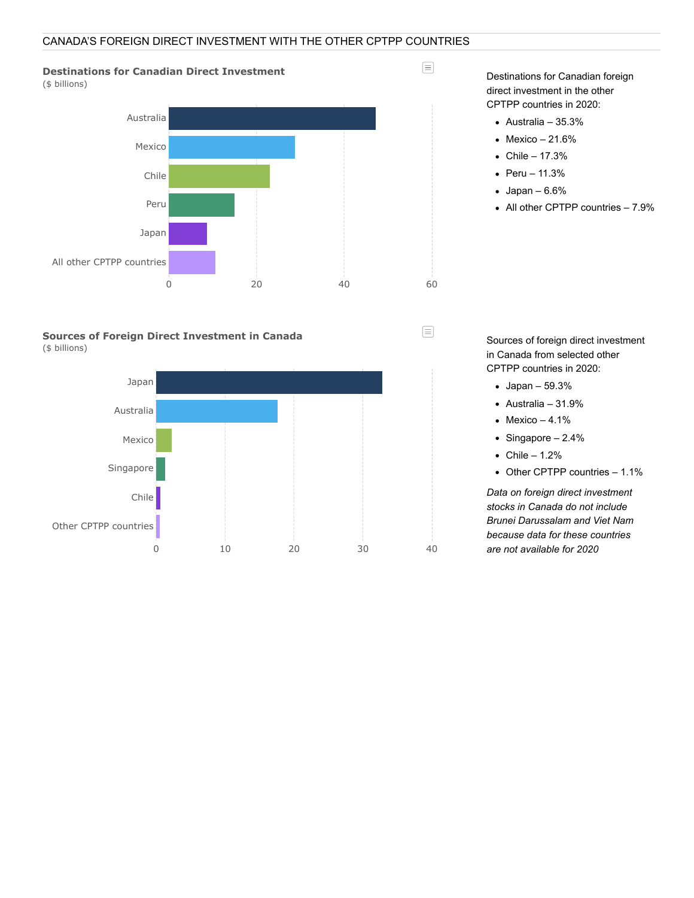## CANADA'S FOREIGN DIRECT INVESTMENT WITH THE OTHER CPTPP COUNTRIES

### Destinations for Canadian Direct Investment

($ billions)

Destinations for Canadian foreign direct investment in the other CPTPP countries in 2020:

- Australia – 35.3%
- Mexico – 21.6%
- Chile – 17.3%
- Peru – 11.3%
- Japan – 6.6%
- All other CPTPP countries – 7.9%

### Sources of Foreign Direct Investment in Canada

($ billions)

Sources of foreign direct investment in Canada from selected other CPTPP countries in 2020:

- Japan – 59.3%
- Australia – 31.9%
- Mexico – 4.1%
- Singapore – 2.4%
- Chile – 1.2%
- Other CPTPP countries – 1.1%

*Data on foreign direct investment stocks in Canada do not include Brunei Darussalam and Viet Nam because data for these countries are not available for 2020*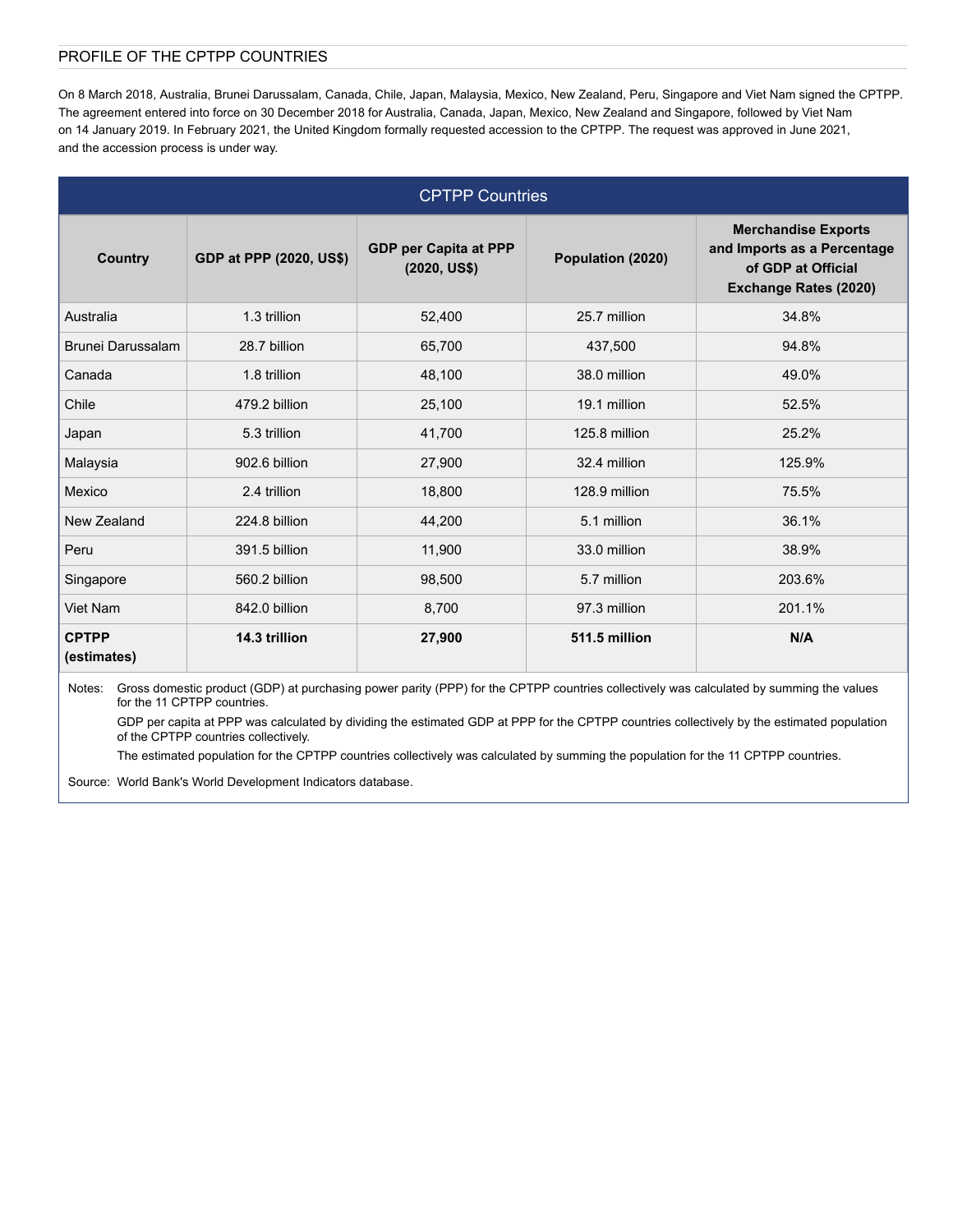## PROFILE OF THE CPTPP COUNTRIES

On 8 March 2018, Australia, Brunei Darussalam, Canada, Chile, Japan, Malaysia, Mexico, New Zealand, Peru, Singapore and Viet Nam signed the CPTPP. The agreement entered into force on 30 December 2018 for Australia, Canada, Japan, Mexico, New Zealand and Singapore, followed by Viet Nam on 14 January 2019. In February 2021, the United Kingdom formally requested accession to the CPTPP. The request was approved in June 2021, and the accession process is under way.

**CPTPP Countries**

| Country | GDP at PPP (2020, US$) | GDP per Capita at PPP (2020, US$) | Population (2020) | Merchandise Exports and Imports as a Percentage of GDP at Official Exchange Rates (2020) |
|---|---|---|---|---|
| Australia | 1.3 trillion | 52,400 | 25.7 million | 34.8% |
| Brunei Darussalam | 28.7 billion | 65,700 | 437,500 | 94.8% |
| Canada | 1.8 trillion | 48,100 | 38.0 million | 49.0% |
| Chile | 479.2 billion | 25,100 | 19.1 million | 52.5% |
| Japan | 5.3 trillion | 41,700 | 125.8 million | 25.2% |
| Malaysia | 902.6 billion | 27,900 | 32.4 million | 125.9% |
| Mexico | 2.4 trillion | 18,800 | 128.9 million | 75.5% |
| New Zealand | 224.8 billion | 44,200 | 5.1 million | 36.1% |
| Peru | 391.5 billion | 11,900 | 33.0 million | 38.9% |
| Singapore | 560.2 billion | 98,500 | 5.7 million | 203.6% |
| Viet Nam | 842.0 billion | 8,700 | 97.3 million | 201.1% |
| **CPTPP (estimates)** | **14.3 trillion** | **27,900** | **511.5 million** | **N/A** |

Notes: Gross domestic product (GDP) at purchasing power parity (PPP) for the CPTPP countries collectively was calculated by summing the values for the 11 CPTPP countries.

GDP per capita at PPP was calculated by dividing the estimated GDP at PPP for the CPTPP countries collectively by the estimated population of the CPTPP countries collectively.

The estimated population for the CPTPP countries collectively was calculated by summing the population for the 11 CPTPP countries.

Source: World Bank's World Development Indicators database.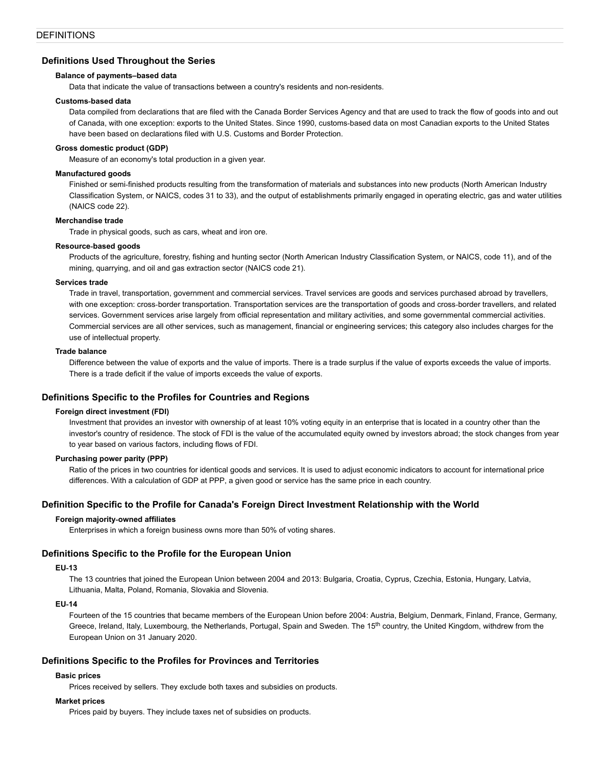# DEFINITIONS

## Definitions Used Throughout the Series

### Balance of payments–based data

Data that indicate the value of transactions between a country's residents and non-residents.

### Customs-based data

Data compiled from declarations that are filed with the Canada Border Services Agency and that are used to track the flow of goods into and out of Canada, with one exception: exports to the United States. Since 1990, customs-based data on most Canadian exports to the United States have been based on declarations filed with U.S. Customs and Border Protection.

### Gross domestic product (GDP)

Measure of an economy's total production in a given year.

### Manufactured goods

Finished or semi-finished products resulting from the transformation of materials and substances into new products (North American Industry Classification System, or NAICS, codes 31 to 33), and the output of establishments primarily engaged in operating electric, gas and water utilities (NAICS code 22).

### Merchandise trade

Trade in physical goods, such as cars, wheat and iron ore.

### Resource-based goods

Products of the agriculture, forestry, fishing and hunting sector (North American Industry Classification System, or NAICS, code 11), and of the mining, quarrying, and oil and gas extraction sector (NAICS code 21).

### Services trade

Trade in travel, transportation, government and commercial services. Travel services are goods and services purchased abroad by travellers, with one exception: cross-border transportation. Transportation services are the transportation of goods and cross-border travellers, and related services. Government services arise largely from official representation and military activities, and some governmental commercial activities. Commercial services are all other services, such as management, financial or engineering services; this category also includes charges for the use of intellectual property.

### Trade balance

Difference between the value of exports and the value of imports. There is a trade surplus if the value of exports exceeds the value of imports. There is a trade deficit if the value of imports exceeds the value of exports.

## Definitions Specific to the Profiles for Countries and Regions

### Foreign direct investment (FDI)

Investment that provides an investor with ownership of at least 10% voting equity in an enterprise that is located in a country other than the investor's country of residence. The stock of FDI is the value of the accumulated equity owned by investors abroad; the stock changes from year to year based on various factors, including flows of FDI.

### Purchasing power parity (PPP)

Ratio of the prices in two countries for identical goods and services. It is used to adjust economic indicators to account for international price differences. With a calculation of GDP at PPP, a given good or service has the same price in each country.

## Definition Specific to the Profile for Canada's Foreign Direct Investment Relationship with the World

### Foreign majority-owned affiliates

Enterprises in which a foreign business owns more than 50% of voting shares.

## Definitions Specific to the Profile for the European Union

### EU-13

The 13 countries that joined the European Union between 2004 and 2013: Bulgaria, Croatia, Cyprus, Czechia, Estonia, Hungary, Latvia, Lithuania, Malta, Poland, Romania, Slovakia and Slovenia.

### EU-14

Fourteen of the 15 countries that became members of the European Union before 2004: Austria, Belgium, Denmark, Finland, France, Germany, Greece, Ireland, Italy, Luxembourg, the Netherlands, Portugal, Spain and Sweden. The 15th country, the United Kingdom, withdrew from the European Union on 31 January 2020.

## Definitions Specific to the Profiles for Provinces and Territories

### Basic prices

Prices received by sellers. They exclude both taxes and subsidies on products.

### Market prices

Prices paid by buyers. They include taxes net of subsidies on products.